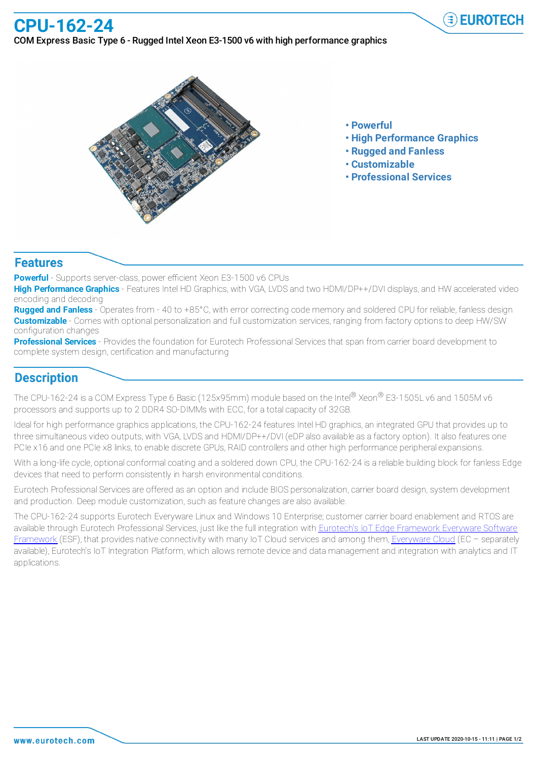# CPU-162-24

COM Express Basic Type 6 - Rugged Intel Xeon E3-1500 v6 with high performance graphics

- **Powerful**
- **High Performance Graphics**
- **Rugged and Fanless**
- **Customizable**
- **Professional Services**

## Features

**Powerful** - Supports server-class, power efficient Xeon E3-1500 v6 CPUs

**High Performance Graphics** - Features Intel HD Graphics, with VGA, LVDS and two HDMI/DP++/DVI displays, and HW accelerated video encoding and decoding

**Rugged and Fanless** - Operates from - 40 to +85°C, with error correcting code memory and soldered CPU for reliable, fanless design

**Customizable** - Comes with optional personalization and full customization services, ranging from factory options to deep HW/SW configuration changes

**Professional Services** - Provides the foundation for Eurotech Professional Services that span from carrier board development to complete system design, certification and manufacturing

## Description

The CPU-162-24 is a COM Express Type 6 Basic (125x95mm) module based on the Intel® Xeon® E3-1505L v6 and 1505M v6 processors and supports up to 2 DDR4 SO-DIMMs with ECC, for a total capacity of 32GB.

Ideal for high performance graphics applications, the CPU-162-24 features Intel HD graphics, an integrated GPU that provides up to three simultaneous video outputs, with VGA, LVDS and HDMI/DP++/DVI (eDP also available as a factory option). It also features one PCIe x16 and one PCIe x8 links, to enable discrete GPUs, RAID controllers and other high performance peripheral expansions.

With a long-life cycle, optional conformal coating and a soldered down CPU, the CPU-162-24 is a reliable building block for fanless Edge devices that need to perform consistently in harsh environmental conditions.

Eurotech Professional Services are offered as an option and include BIOS personalization, carrier board design, system development and production. Deep module customization, such as feature changes are also available.

The CPU-162-24 supports Eurotech Everyware Linux and Windows 10 Enterprise; customer carrier board enablement and RTOS are available through Eurotech Professional Services, just like the full integration with Eurotech's IoT Edge Framework Everyware Software Framework (ESF), that provides native connectivity with many IoT Cloud services and among them, Everyware Cloud (EC – separately available), Eurotech's IoT Integration Platform, which allows remote device and data management and integration with analytics and IT applications.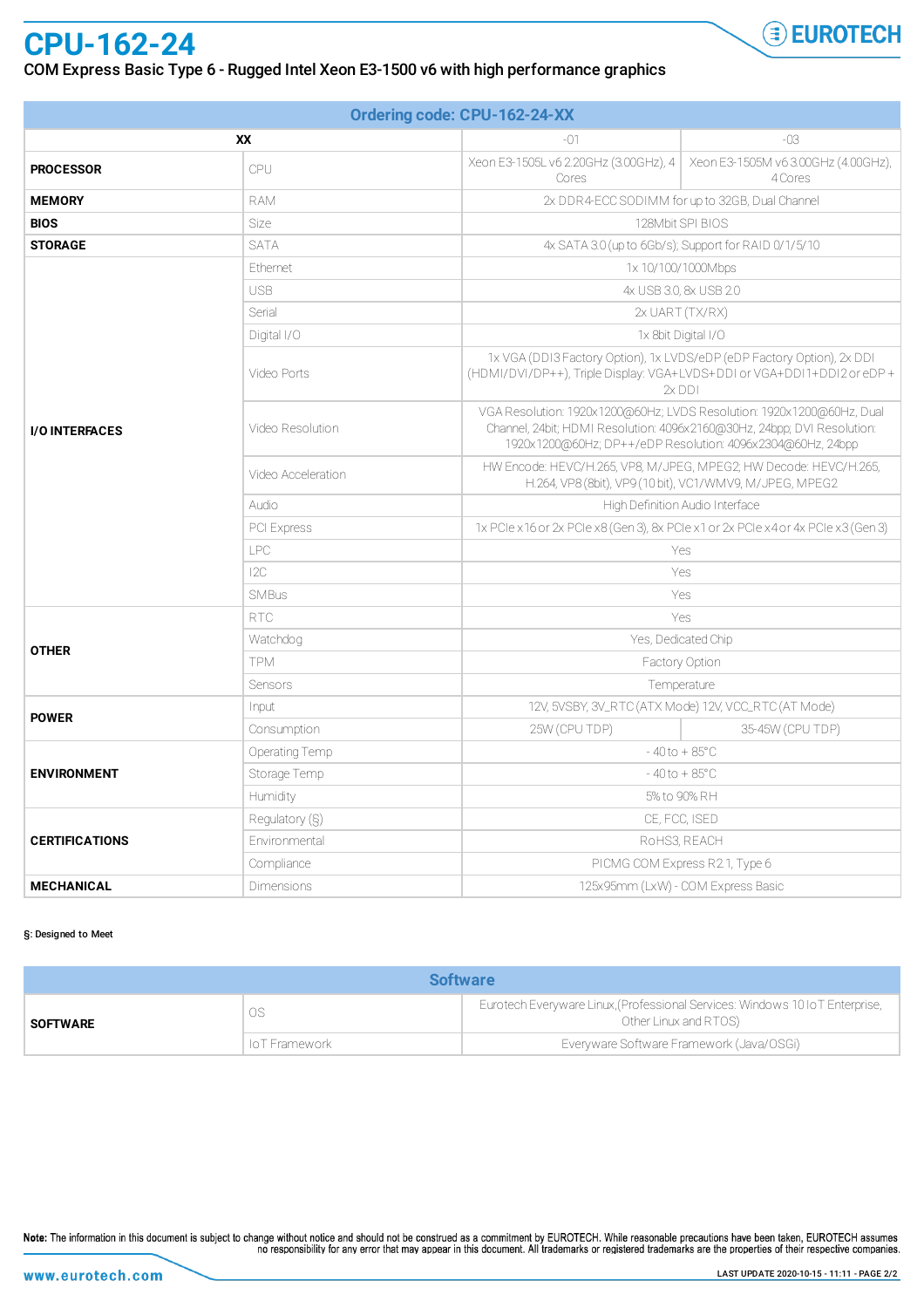# CPU-162-24

COM Express Basic Type 6 - Rugged Intel Xeon E3-1500 v6 with high performance graphics

| Ordering code: CPU-162-24-XX | | | |
|---|---|---|---|
| **XX** | | -01 | -03 |
| **PROCESSOR** | CPU | Xeon E3-1505L v6 2.20GHz (3.00GHz), 4 Cores | Xeon E3-1505M v6 3.00GHz (4.00GHz), 4 Cores |
| **MEMORY** | RAM | 2x DDR4-ECC SODIMM for up to 32GB, Dual Channel | |
| **BIOS** | Size | 128Mbit SPI BIOS | |
| **STORAGE** | SATA | 4x SATA 3.0 (up to 6Gb/s); Support for RAID 0/1/5/10 | |
| **I/O INTERFACES** | Ethernet | 1x 10/100/1000Mbps | |
| | USB | 4x USB 3.0, 8x USB 2.0 | |
| | Serial | 2x UART (TX/RX) | |
| | Digital I/O | 1x 8bit Digital I/O | |
| | Video Ports | 1x VGA (DDI3 Factory Option), 1x LVDS/eDP (eDP Factory Option), 2x DDI (HDMI/DVI/DP++), Triple Display: VGA+LVDS+DDI or VGA+DDI1+DDI2 or eDP + 2x DDI | |
| | Video Resolution | VGA Resolution: 1920x1200@60Hz; LVDS Resolution: 1920x1200@60Hz, Dual Channel, 24bit; HDMI Resolution: 4096x2160@30Hz, 24bpp; DVI Resolution: 1920x1200@60Hz; DP++/eDP Resolution: 4096x2304@60Hz, 24bpp | |
| | Video Acceleration | HW Encode: HEVC/H.265, VP8, M/JPEG, MPEG2; HW Decode: HEVC/H.265, H.264, VP8 (8bit), VP9 (10 bit), VC1/WMV9, M/JPEG, MPEG2 | |
| | Audio | High Definition Audio Interface | |
| | PCI Express | 1x PCIe x16 or 2x PCIe x8 (Gen 3), 8x PCIe x1 or 2x PCIe x4 or 4x PCIe x3 (Gen 3) | |
| | LPC | Yes | |
| | I2C | Yes | |
| | SMBus | Yes | |
| **OTHER** | RTC | Yes | |
| | Watchdog | Yes, Dedicated Chip | |
| | TPM | Factory Option | |
| | Sensors | Temperature | |
| **POWER** | Input | 12V, 5VSBY, 3V_RTC (ATX Mode) 12V, VCC_RTC (AT Mode) | |
| | Consumption | 25W (CPU TDP) | 35-45W (CPU TDP) |
| **ENVIRONMENT** | Operating Temp | - 40 to + 85°C | |
| | Storage Temp | - 40 to + 85°C | |
| | Humidity | 5% to 90% RH | |
| **CERTIFICATIONS** | Regulatory (§) | CE, FCC, ISED | |
| | Environmental | RoHS3, REACH | |
| | Compliance | PICMG COM Express R2.1, Type 6 | |
| **MECHANICAL** | Dimensions | 125x95mm (LxW) - COM Express Basic | |

§: Designed to Meet

| Software | | |
|---|---|---|
| **SOFTWARE** | OS | Eurotech Everyware Linux,(Professional Services: Windows 10 IoT Enterprise, Other Linux and RTOS) |
| | IoT Framework | Everyware Software Framework (Java/OSGi) |

**Note:** The information in this document is subject to change without notice and should not be construed as a commitment by EUROTECH. While reasonable precautions have been taken, EUROTECH assumes no responsibility for any error that may appear in this document. All trademarks or registered trademarks are the properties of their respective companies.

www.eurotech.com

LAST UPDATE 2020-10-15 - 11:11